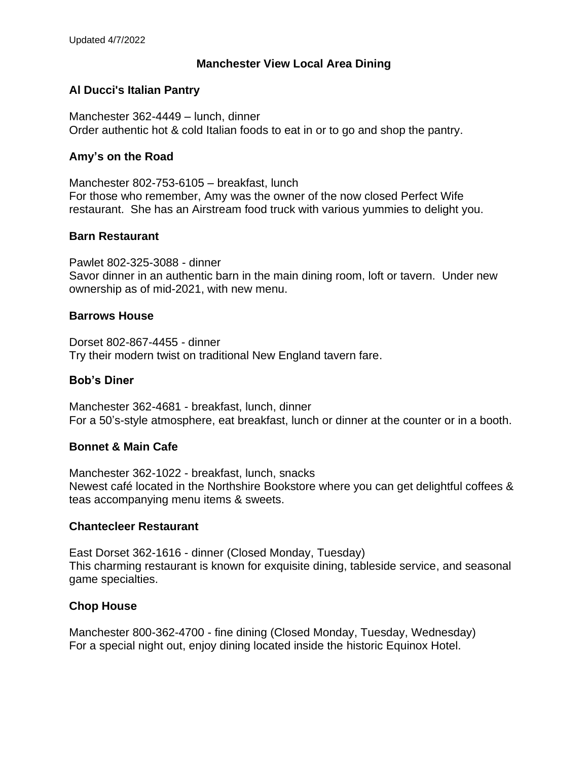Updated 4/7/2022

# Manchester View Local Area Dining

### Al Ducci's Italian Pantry

Manchester 362-4449 – lunch, dinner
Order authentic hot & cold Italian foods to eat in or to go and shop the pantry.

### Amy's on the Road

Manchester 802-753-6105 – breakfast, lunch
For those who remember, Amy was the owner of the now closed Perfect Wife restaurant. She has an Airstream food truck with various yummies to delight you.

### Barn Restaurant

Pawlet 802-325-3088 - dinner
Savor dinner in an authentic barn in the main dining room, loft or tavern. Under new ownership as of mid-2021, with new menu.

### Barrows House

Dorset 802-867-4455 - dinner
Try their modern twist on traditional New England tavern fare.

### Bob's Diner

Manchester 362-4681 - breakfast, lunch, dinner
For a 50's-style atmosphere, eat breakfast, lunch or dinner at the counter or in a booth.

### Bonnet & Main Cafe

Manchester 362-1022 - breakfast, lunch, snacks
Newest café located in the Northshire Bookstore where you can get delightful coffees & teas accompanying menu items & sweets.

### Chantecleer Restaurant

East Dorset 362-1616 - dinner (Closed Monday, Tuesday)
This charming restaurant is known for exquisite dining, tableside service, and seasonal game specialties.

### Chop House

Manchester 800-362-4700 - fine dining (Closed Monday, Tuesday, Wednesday)
For a special night out, enjoy dining located inside the historic Equinox Hotel.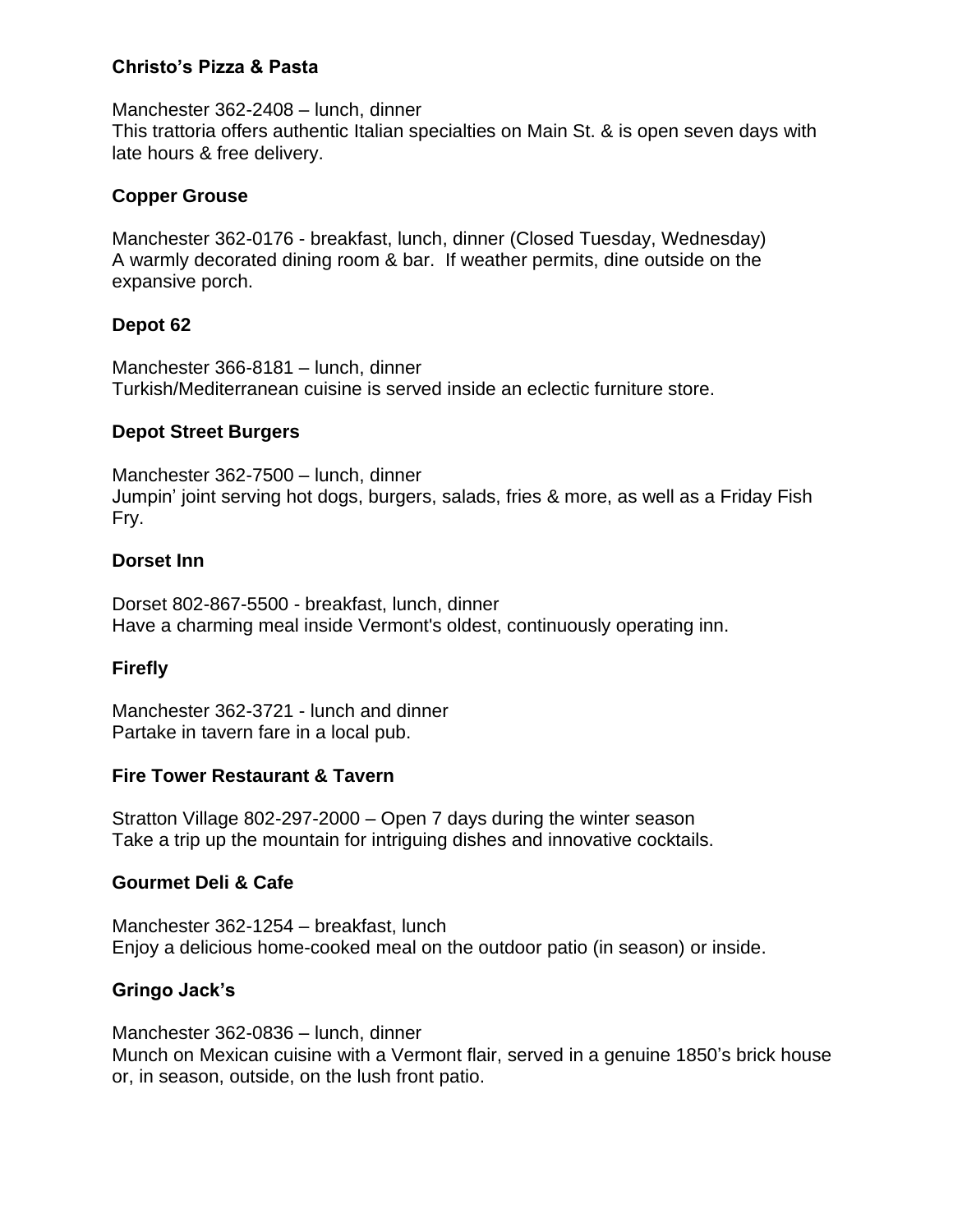**Christo's Pizza & Pasta**

Manchester 362-2408 – lunch, dinner
This trattoria offers authentic Italian specialties on Main St. & is open seven days with late hours & free delivery.

**Copper Grouse**

Manchester 362-0176 - breakfast, lunch, dinner (Closed Tuesday, Wednesday)
A warmly decorated dining room & bar. If weather permits, dine outside on the expansive porch.

**Depot 62**

Manchester 366-8181 – lunch, dinner
Turkish/Mediterranean cuisine is served inside an eclectic furniture store.

**Depot Street Burgers**

Manchester 362-7500 – lunch, dinner
Jumpin' joint serving hot dogs, burgers, salads, fries & more, as well as a Friday Fish Fry.

**Dorset Inn**

Dorset 802-867-5500 - breakfast, lunch, dinner
Have a charming meal inside Vermont's oldest, continuously operating inn.

**Firefly**

Manchester 362-3721 - lunch and dinner
Partake in tavern fare in a local pub.

**Fire Tower Restaurant & Tavern**

Stratton Village 802-297-2000 – Open 7 days during the winter season
Take a trip up the mountain for intriguing dishes and innovative cocktails.

**Gourmet Deli & Cafe**

Manchester 362-1254 – breakfast, lunch
Enjoy a delicious home-cooked meal on the outdoor patio (in season) or inside.

**Gringo Jack's**

Manchester 362-0836 – lunch, dinner
Munch on Mexican cuisine with a Vermont flair, served in a genuine 1850's brick house or, in season, outside, on the lush front patio.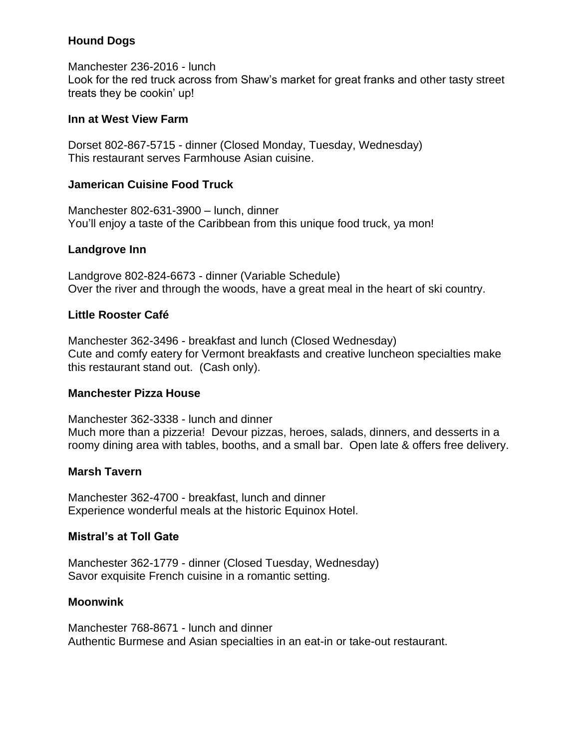**Hound Dogs**

Manchester 236-2016 - lunch
Look for the red truck across from Shaw's market for great franks and other tasty street treats they be cookin' up!

**Inn at West View Farm**

Dorset 802-867-5715 - dinner (Closed Monday, Tuesday, Wednesday)
This restaurant serves Farmhouse Asian cuisine.

**Jamerican Cuisine Food Truck**

Manchester 802-631-3900 – lunch, dinner
You'll enjoy a taste of the Caribbean from this unique food truck, ya mon!

**Landgrove Inn**

Landgrove 802-824-6673 - dinner (Variable Schedule)
Over the river and through the woods, have a great meal in the heart of ski country.

**Little Rooster Café**

Manchester 362-3496 - breakfast and lunch (Closed Wednesday)
Cute and comfy eatery for Vermont breakfasts and creative luncheon specialties make this restaurant stand out. (Cash only).

**Manchester Pizza House**

Manchester 362-3338 - lunch and dinner
Much more than a pizzeria! Devour pizzas, heroes, salads, dinners, and desserts in a roomy dining area with tables, booths, and a small bar. Open late & offers free delivery.

**Marsh Tavern**

Manchester 362-4700 - breakfast, lunch and dinner
Experience wonderful meals at the historic Equinox Hotel.

**Mistral's at Toll Gate**

Manchester 362-1779 - dinner (Closed Tuesday, Wednesday)
Savor exquisite French cuisine in a romantic setting.

**Moonwink**

Manchester 768-8671 - lunch and dinner
Authentic Burmese and Asian specialties in an eat-in or take-out restaurant.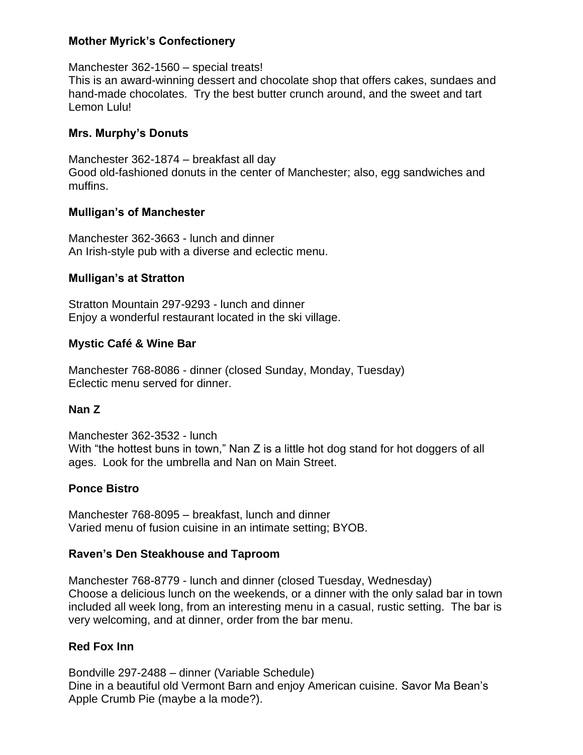**Mother Myrick's Confectionery**

Manchester 362-1560 – special treats!
This is an award-winning dessert and chocolate shop that offers cakes, sundaes and hand-made chocolates. Try the best butter crunch around, and the sweet and tart Lemon Lulu!

**Mrs. Murphy's Donuts**

Manchester 362-1874 – breakfast all day
Good old-fashioned donuts in the center of Manchester; also, egg sandwiches and muffins.

**Mulligan's of Manchester**

Manchester 362-3663 - lunch and dinner
An Irish-style pub with a diverse and eclectic menu.

**Mulligan's at Stratton**

Stratton Mountain 297-9293 - lunch and dinner
Enjoy a wonderful restaurant located in the ski village.

**Mystic Café & Wine Bar**

Manchester 768-8086 - dinner (closed Sunday, Monday, Tuesday)
Eclectic menu served for dinner.

**Nan Z**

Manchester 362-3532 - lunch
With "the hottest buns in town," Nan Z is a little hot dog stand for hot doggers of all ages. Look for the umbrella and Nan on Main Street.

**Ponce Bistro**

Manchester 768-8095 – breakfast, lunch and dinner
Varied menu of fusion cuisine in an intimate setting; BYOB.

**Raven's Den Steakhouse and Taproom**

Manchester 768-8779 - lunch and dinner (closed Tuesday, Wednesday)
Choose a delicious lunch on the weekends, or a dinner with the only salad bar in town included all week long, from an interesting menu in a casual, rustic setting. The bar is very welcoming, and at dinner, order from the bar menu.

**Red Fox Inn**

Bondville 297-2488 – dinner (Variable Schedule)
Dine in a beautiful old Vermont Barn and enjoy American cuisine. Savor Ma Bean's Apple Crumb Pie (maybe a la mode?).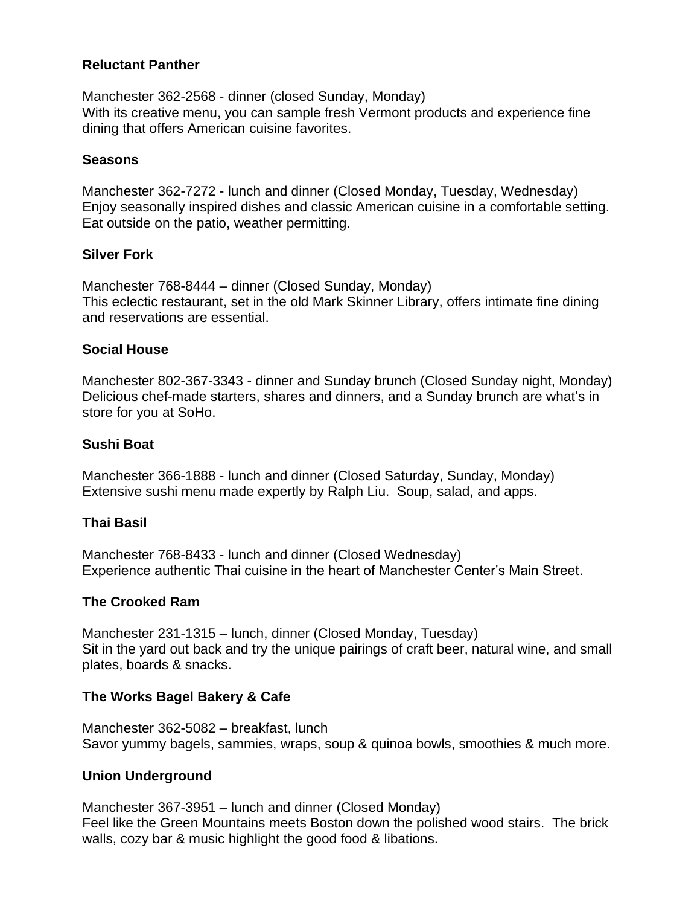### Reluctant Panther

Manchester 362-2568 - dinner (closed Sunday, Monday)
With its creative menu, you can sample fresh Vermont products and experience fine dining that offers American cuisine favorites.

### Seasons

Manchester 362-7272 - lunch and dinner (Closed Monday, Tuesday, Wednesday)
Enjoy seasonally inspired dishes and classic American cuisine in a comfortable setting. Eat outside on the patio, weather permitting.

### Silver Fork

Manchester 768-8444 – dinner (Closed Sunday, Monday)
This eclectic restaurant, set in the old Mark Skinner Library, offers intimate fine dining and reservations are essential.

### Social House

Manchester 802-367-3343 - dinner and Sunday brunch (Closed Sunday night, Monday)
Delicious chef-made starters, shares and dinners, and a Sunday brunch are what's in store for you at SoHo.

### Sushi Boat

Manchester 366-1888 - lunch and dinner (Closed Saturday, Sunday, Monday)
Extensive sushi menu made expertly by Ralph Liu. Soup, salad, and apps.

### Thai Basil

Manchester 768-8433 - lunch and dinner (Closed Wednesday)
Experience authentic Thai cuisine in the heart of Manchester Center's Main Street.

### The Crooked Ram

Manchester 231-1315 – lunch, dinner (Closed Monday, Tuesday)
Sit in the yard out back and try the unique pairings of craft beer, natural wine, and small plates, boards & snacks.

### The Works Bagel Bakery & Cafe

Manchester 362-5082 – breakfast, lunch
Savor yummy bagels, sammies, wraps, soup & quinoa bowls, smoothies & much more.

### Union Underground

Manchester 367-3951 – lunch and dinner (Closed Monday)
Feel like the Green Mountains meets Boston down the polished wood stairs. The brick walls, cozy bar & music highlight the good food & libations.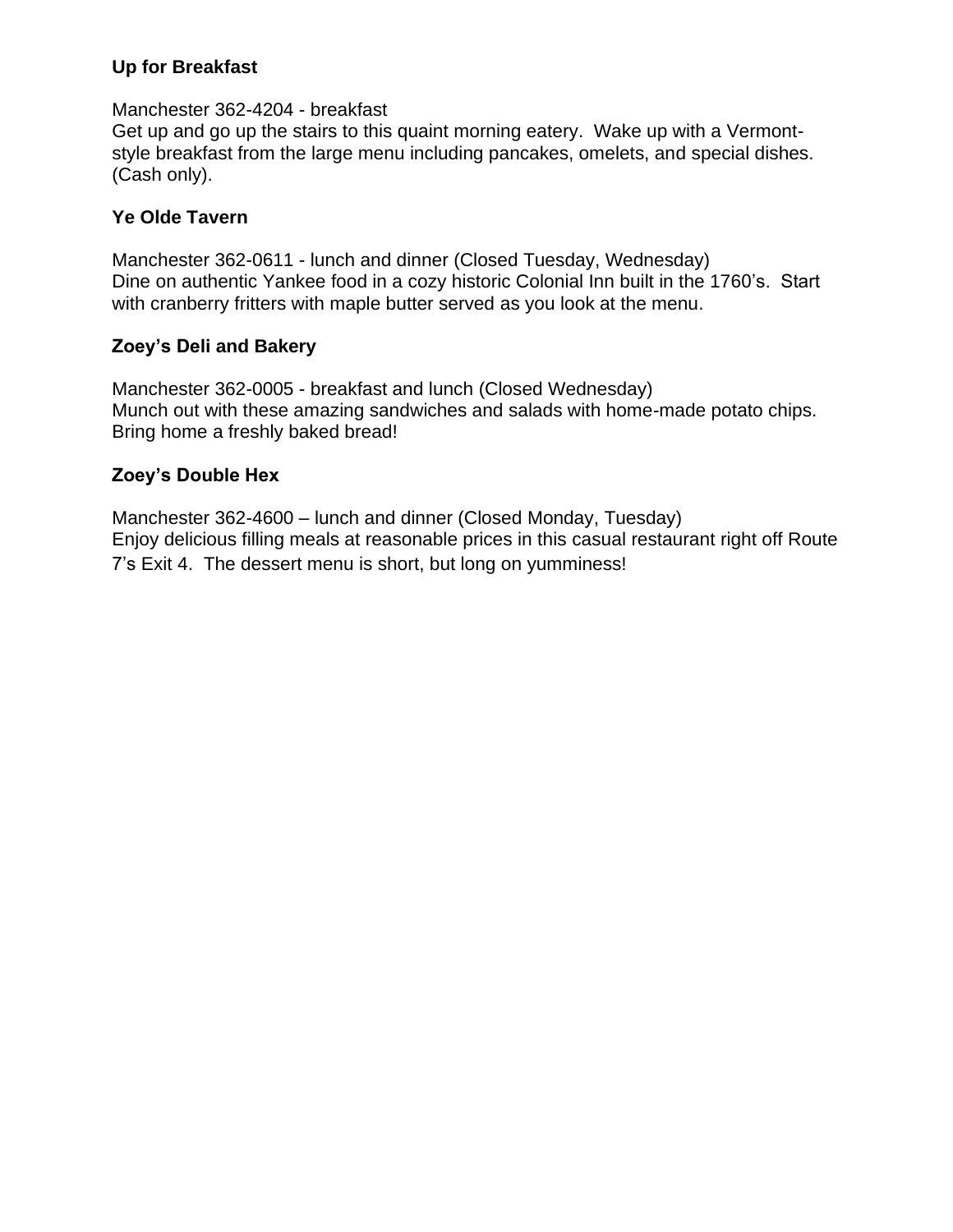**Up for Breakfast**

Manchester 362-4204 - breakfast
Get up and go up the stairs to this quaint morning eatery. Wake up with a Vermont-style breakfast from the large menu including pancakes, omelets, and special dishes. (Cash only).

**Ye Olde Tavern**

Manchester 362-0611 - lunch and dinner (Closed Tuesday, Wednesday)
Dine on authentic Yankee food in a cozy historic Colonial Inn built in the 1760's. Start with cranberry fritters with maple butter served as you look at the menu.

**Zoey's Deli and Bakery**

Manchester 362-0005 - breakfast and lunch (Closed Wednesday)
Munch out with these amazing sandwiches and salads with home-made potato chips. Bring home a freshly baked bread!

**Zoey's Double Hex**

Manchester 362-4600 – lunch and dinner (Closed Monday, Tuesday)
Enjoy delicious filling meals at reasonable prices in this casual restaurant right off Route 7's Exit 4. The dessert menu is short, but long on yumminess!